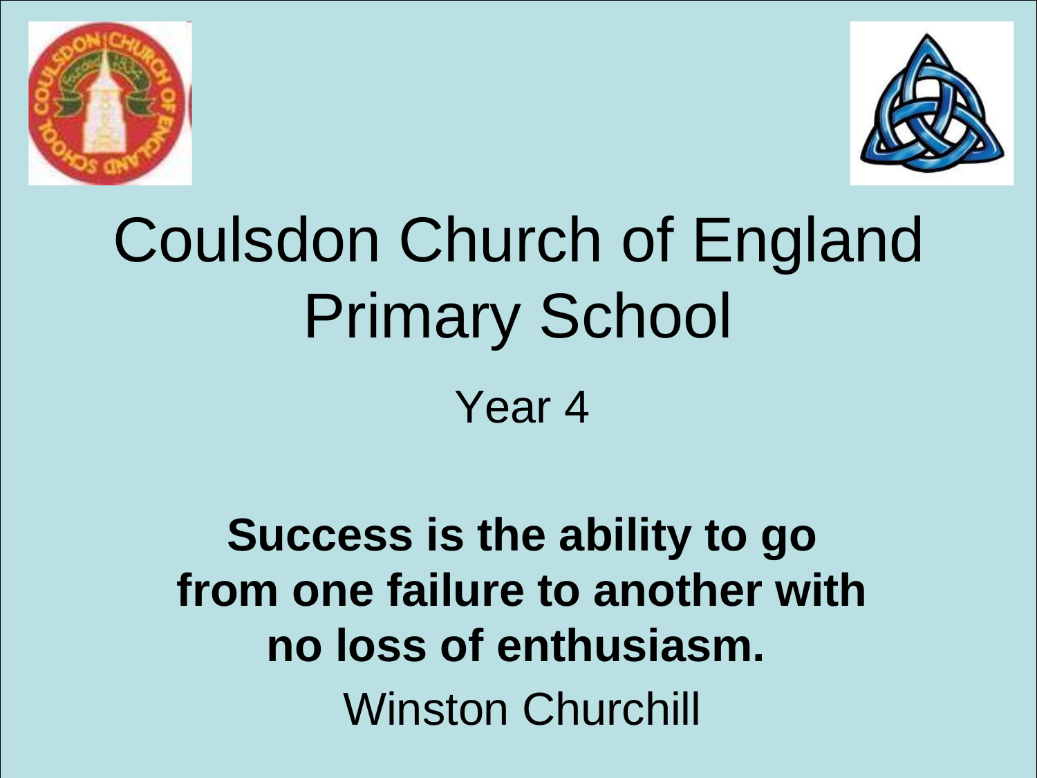# Coulsdon Church of England Primary School

## Year 4

**Success is the ability to go from one failure to another with no loss of enthusiasm.**

Winston Churchill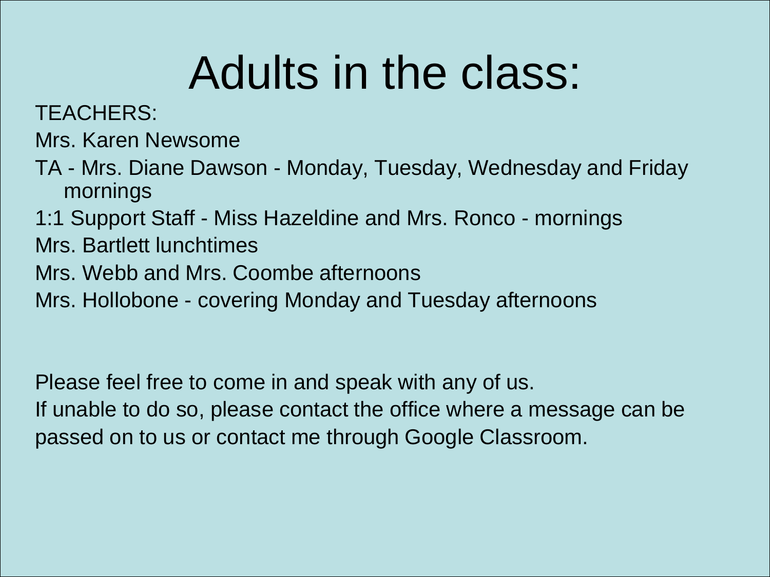# Adults in the class:

TEACHERS:

Mrs. Karen Newsome

TA - Mrs. Diane Dawson - Monday, Tuesday, Wednesday and Friday mornings

1:1 Support Staff - Miss Hazeldine and Mrs. Ronco - mornings

Mrs. Bartlett lunchtimes

Mrs. Webb and Mrs. Coombe afternoons

Mrs. Hollobone - covering Monday and Tuesday afternoons

Please feel free to come in and speak with any of us.
If unable to do so, please contact the office where a message can be passed on to us or contact me through Google Classroom.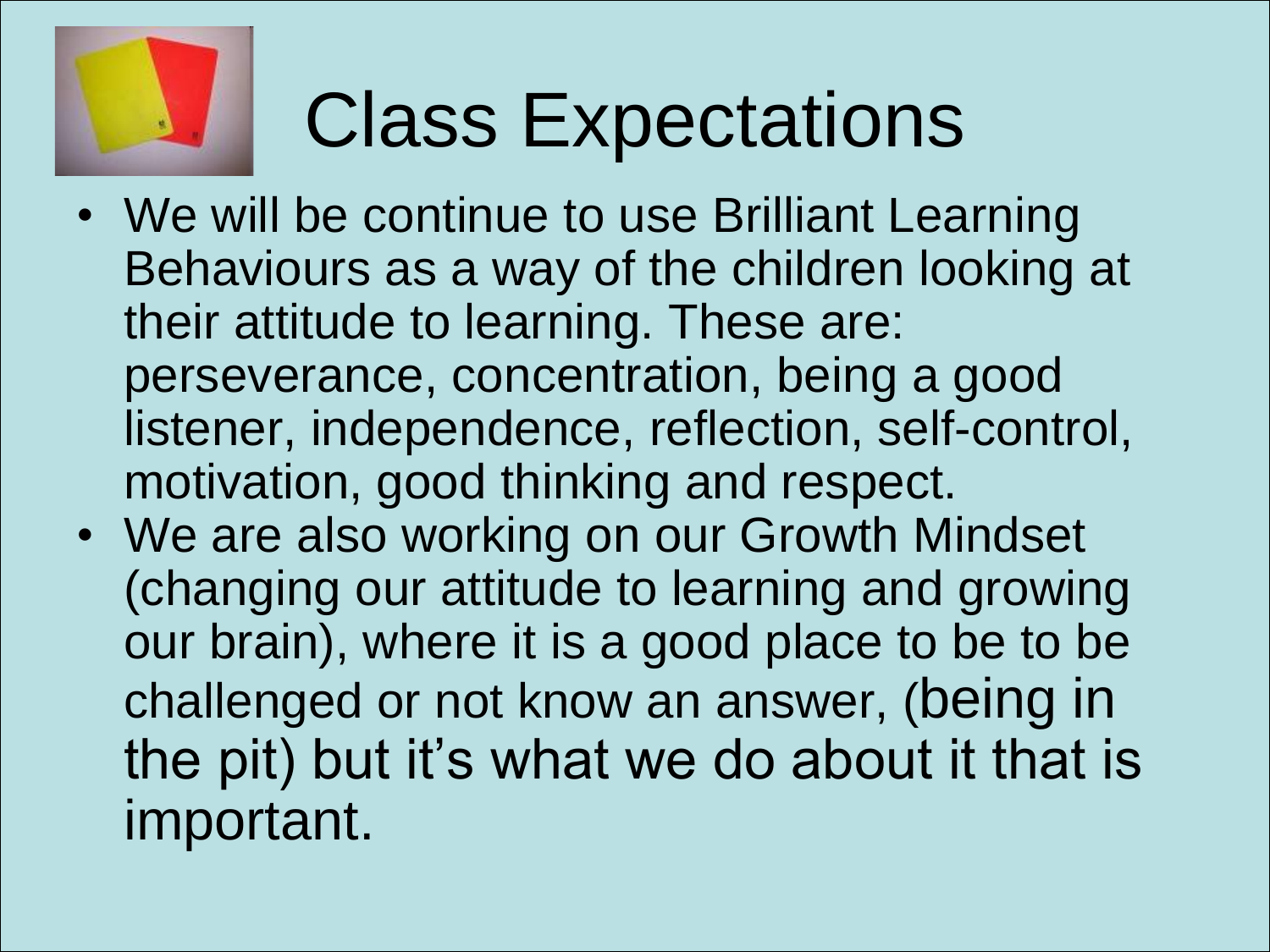# Class Expectations

- We will be continue to use Brilliant Learning Behaviours as a way of the children looking at their attitude to learning. These are: perseverance, concentration, being a good listener, independence, reflection, self-control, motivation, good thinking and respect.
- We are also working on our Growth Mindset (changing our attitude to learning and growing our brain), where it is a good place to be to be challenged or not know an answer, (being in the pit) but it's what we do about it that is important.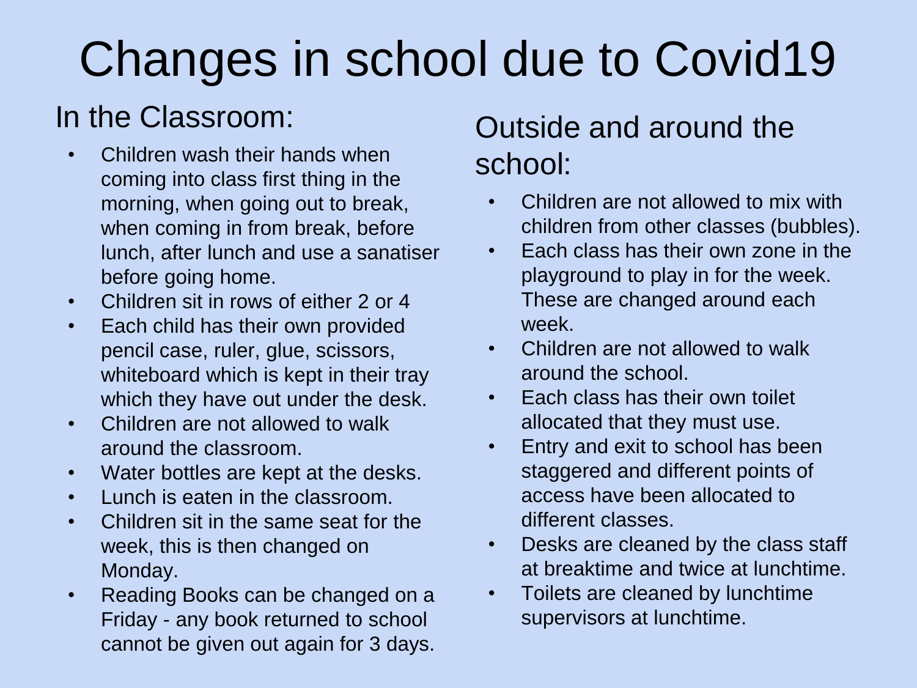# Changes in school due to Covid19

## In the Classroom:

- Children wash their hands when coming into class first thing in the morning, when going out to break, when coming in from break, before lunch, after lunch and use a sanatiser before going home.
- Children sit in rows of either 2 or 4
- Each child has their own provided pencil case, ruler, glue, scissors, whiteboard which is kept in their tray which they have out under the desk.
- Children are not allowed to walk around the classroom.
- Water bottles are kept at the desks.
- Lunch is eaten in the classroom.
- Children sit in the same seat for the week, this is then changed on Monday.
- Reading Books can be changed on a Friday - any book returned to school cannot be given out again for 3 days.

## Outside and around the school:

- Children are not allowed to mix with children from other classes (bubbles).
- Each class has their own zone in the playground to play in for the week. These are changed around each week.
- Children are not allowed to walk around the school.
- Each class has their own toilet allocated that they must use.
- Entry and exit to school has been staggered and different points of access have been allocated to different classes.
- Desks are cleaned by the class staff at breaktime and twice at lunchtime.
- Toilets are cleaned by lunchtime supervisors at lunchtime.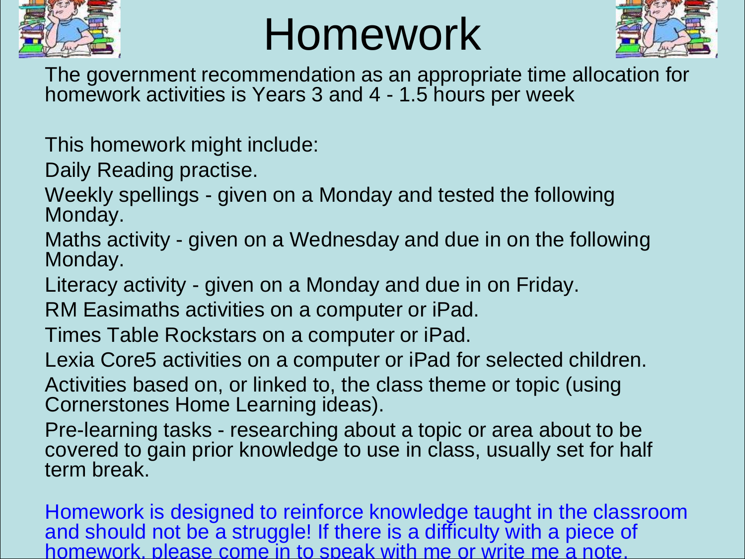# Homework

The government recommendation as an appropriate time allocation for homework activities is Years 3 and 4 - 1.5 hours per week

This homework might include:

Daily Reading practise.

Weekly spellings - given on a Monday and tested the following Monday.

Maths activity - given on a Wednesday and due in on the following Monday.

Literacy activity - given on a Monday and due in on Friday.

RM Easimaths activities on a computer or iPad.

Times Table Rockstars on a computer or iPad.

Lexia Core5 activities on a computer or iPad for selected children.

Activities based on, or linked to, the class theme or topic (using Cornerstones Home Learning ideas).

Pre-learning tasks - researching about a topic or area about to be covered to gain prior knowledge to use in class, usually set for half term break.

Homework is designed to reinforce knowledge taught in the classroom and should not be a struggle! If there is a difficulty with a piece of homework, please come in to speak with me or write me a note.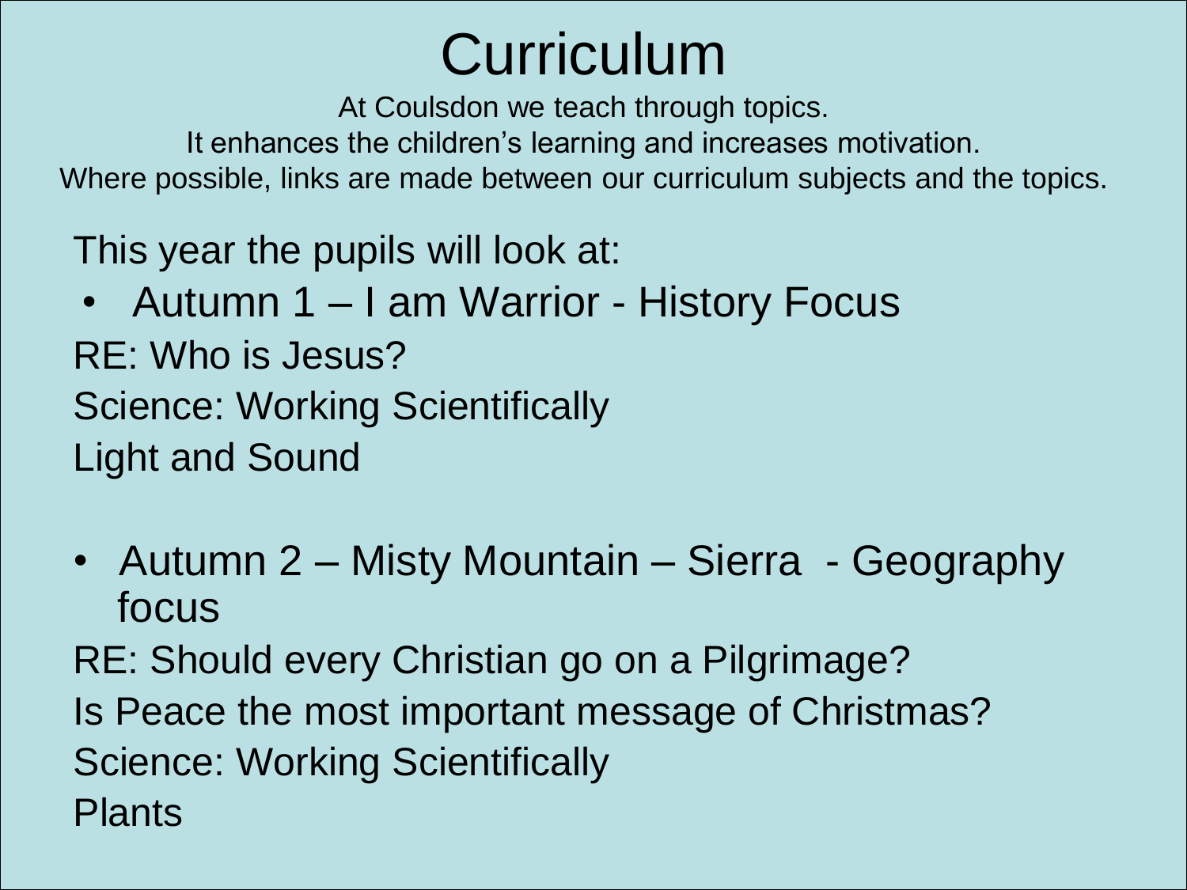# Curriculum

At Coulsdon we teach through topics.
It enhances the children's learning and increases motivation.
Where possible, links are made between our curriculum subjects and the topics.

This year the pupils will look at:

- Autumn 1 – I am Warrior - History Focus

RE: Who is Jesus?
Science: Working Scientifically
Light and Sound

- Autumn 2 – Misty Mountain – Sierra - Geography focus

RE: Should every Christian go on a Pilgrimage?
Is Peace the most important message of Christmas?
Science: Working Scientifically
Plants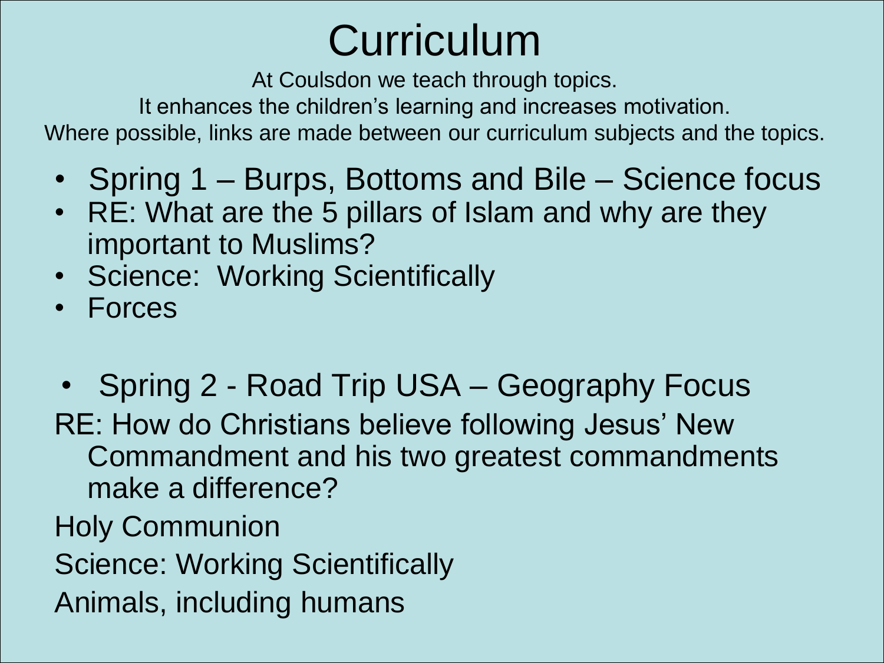# Curriculum

At Coulsdon we teach through topics.
It enhances the children's learning and increases motivation.
Where possible, links are made between our curriculum subjects and the topics.

- Spring 1 – Burps, Bottoms and Bile – Science focus
- RE: What are the 5 pillars of Islam and why are they important to Muslims?
- Science: Working Scientifically
- Forces

- Spring 2 - Road Trip USA – Geography Focus

RE: How do Christians believe following Jesus' New Commandment and his two greatest commandments make a difference?

Holy Communion

Science: Working Scientifically

Animals, including humans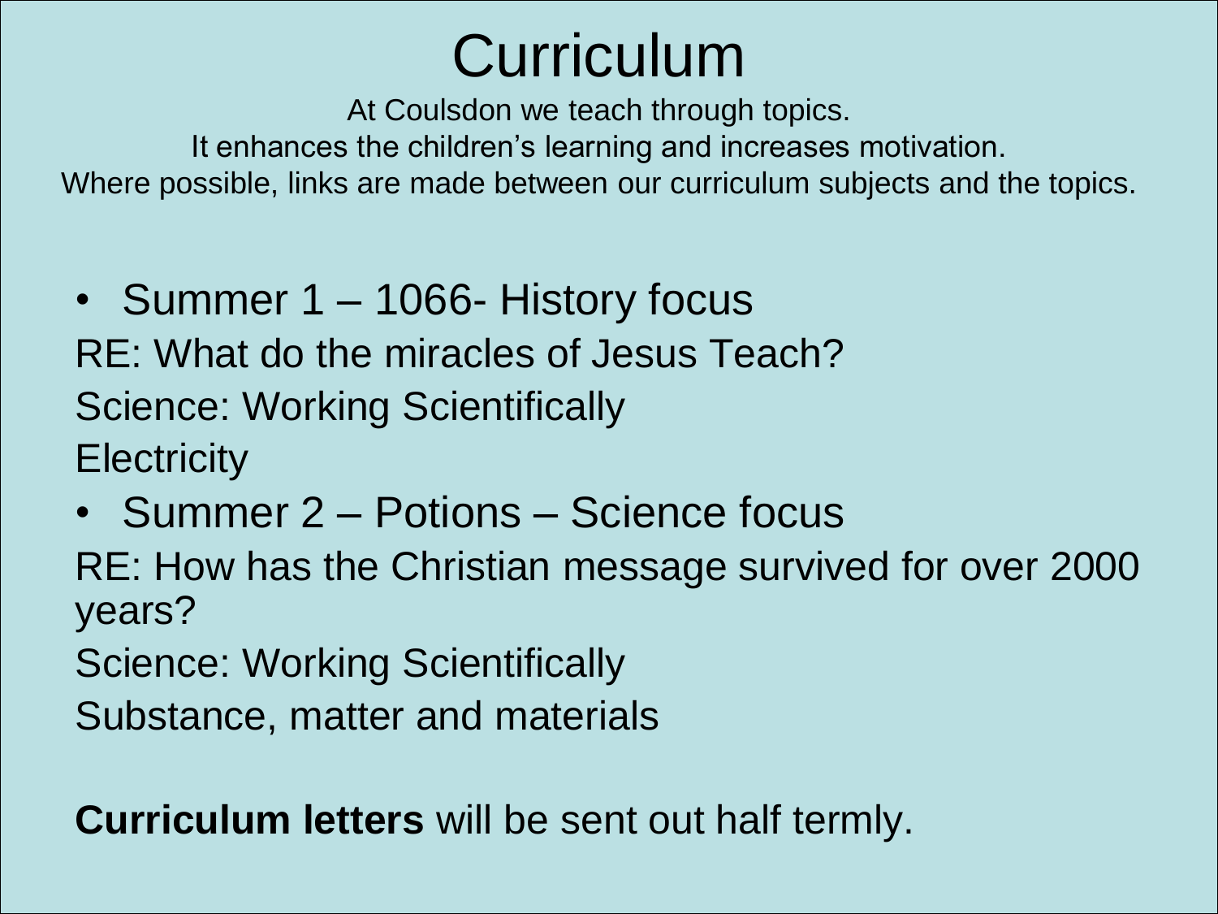# Curriculum

At Coulsdon we teach through topics.
It enhances the children's learning and increases motivation.
Where possible, links are made between our curriculum subjects and the topics.

- Summer 1 – 1066- History focus

RE: What do the miracles of Jesus Teach?

Science: Working Scientifically

Electricity

- Summer 2 – Potions – Science focus

RE: How has the Christian message survived for over 2000 years?

Science: Working Scientifically

Substance, matter and materials

**Curriculum letters** will be sent out half termly.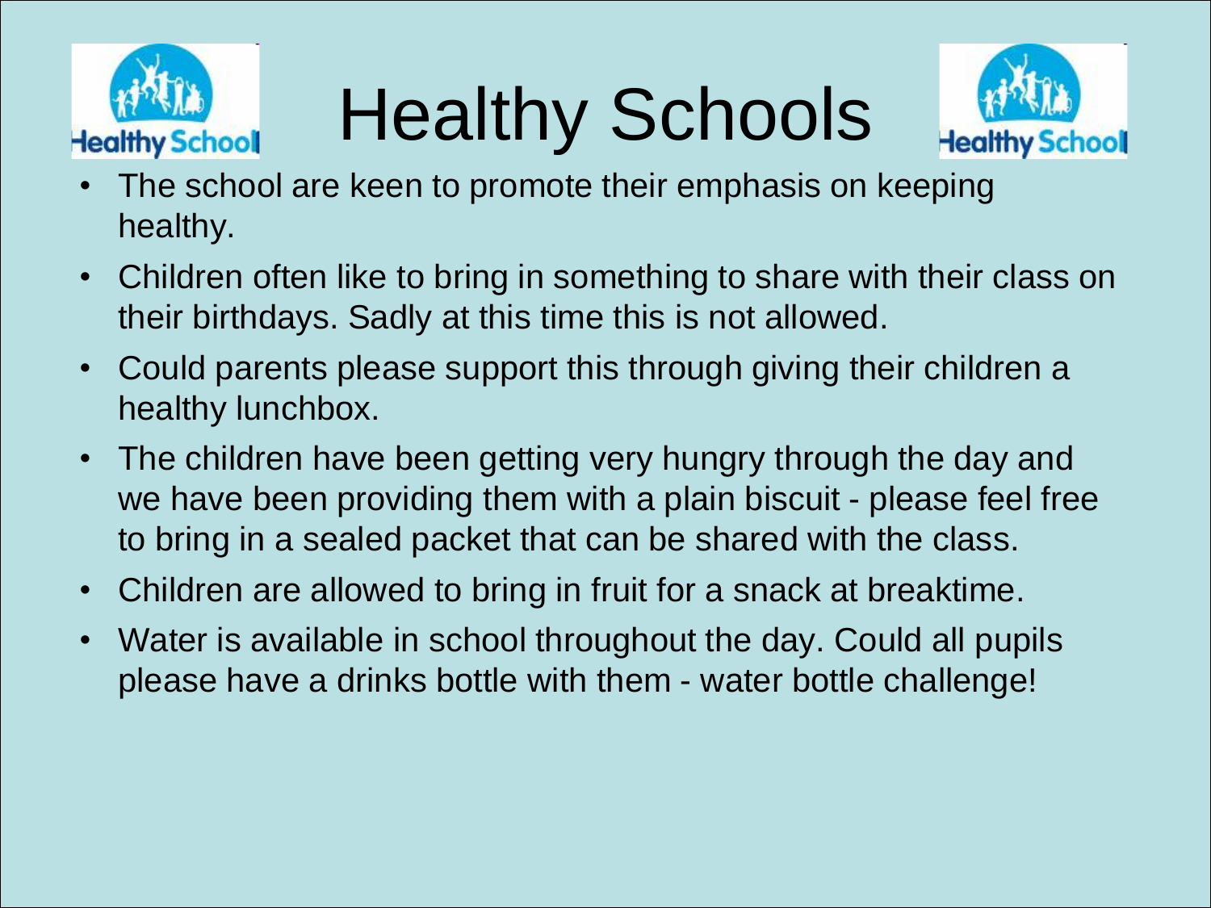# Healthy Schools

- The school are keen to promote their emphasis on keeping healthy.
- Children often like to bring in something to share with their class on their birthdays. Sadly at this time this is not allowed.
- Could parents please support this through giving their children a healthy lunchbox.
- The children have been getting very hungry through the day and we have been providing them with a plain biscuit - please feel free to bring in a sealed packet that can be shared with the class.
- Children are allowed to bring in fruit for a snack at breaktime.
- Water is available in school throughout the day. Could all pupils please have a drinks bottle with them - water bottle challenge!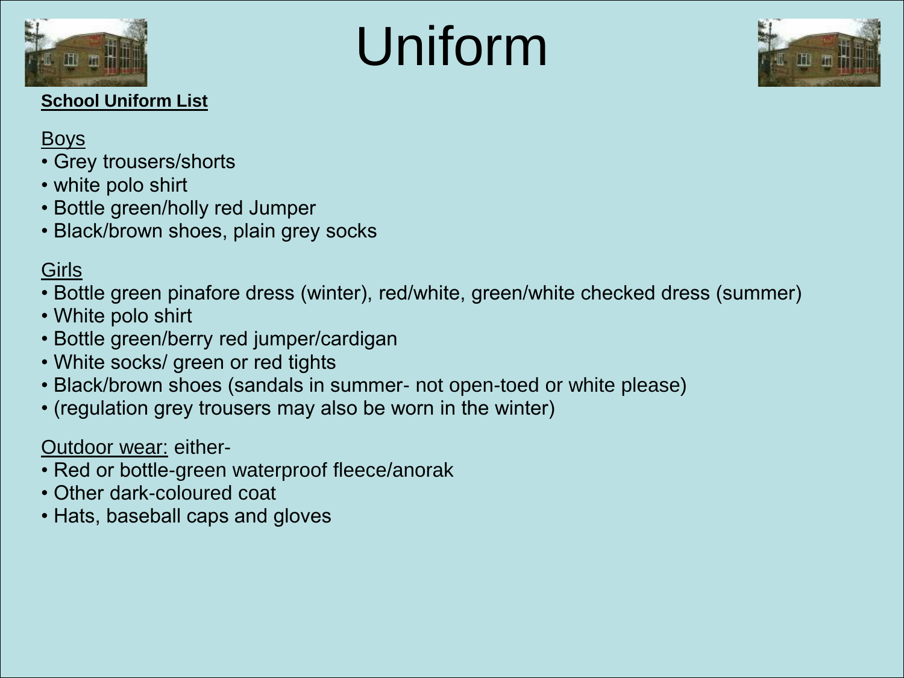# Uniform

**School Uniform List**

Boys

- Grey trousers/shorts
- white polo shirt
- Bottle green/holly red Jumper
- Black/brown shoes, plain grey socks

Girls

- Bottle green pinafore dress (winter), red/white, green/white checked dress (summer)
- White polo shirt
- Bottle green/berry red jumper/cardigan
- White socks/ green or red tights
- Black/brown shoes (sandals in summer- not open-toed or white please)
- (regulation grey trousers may also be worn in the winter)

Outdoor wear: either-

- Red or bottle-green waterproof fleece/anorak
- Other dark-coloured coat
- Hats, baseball caps and gloves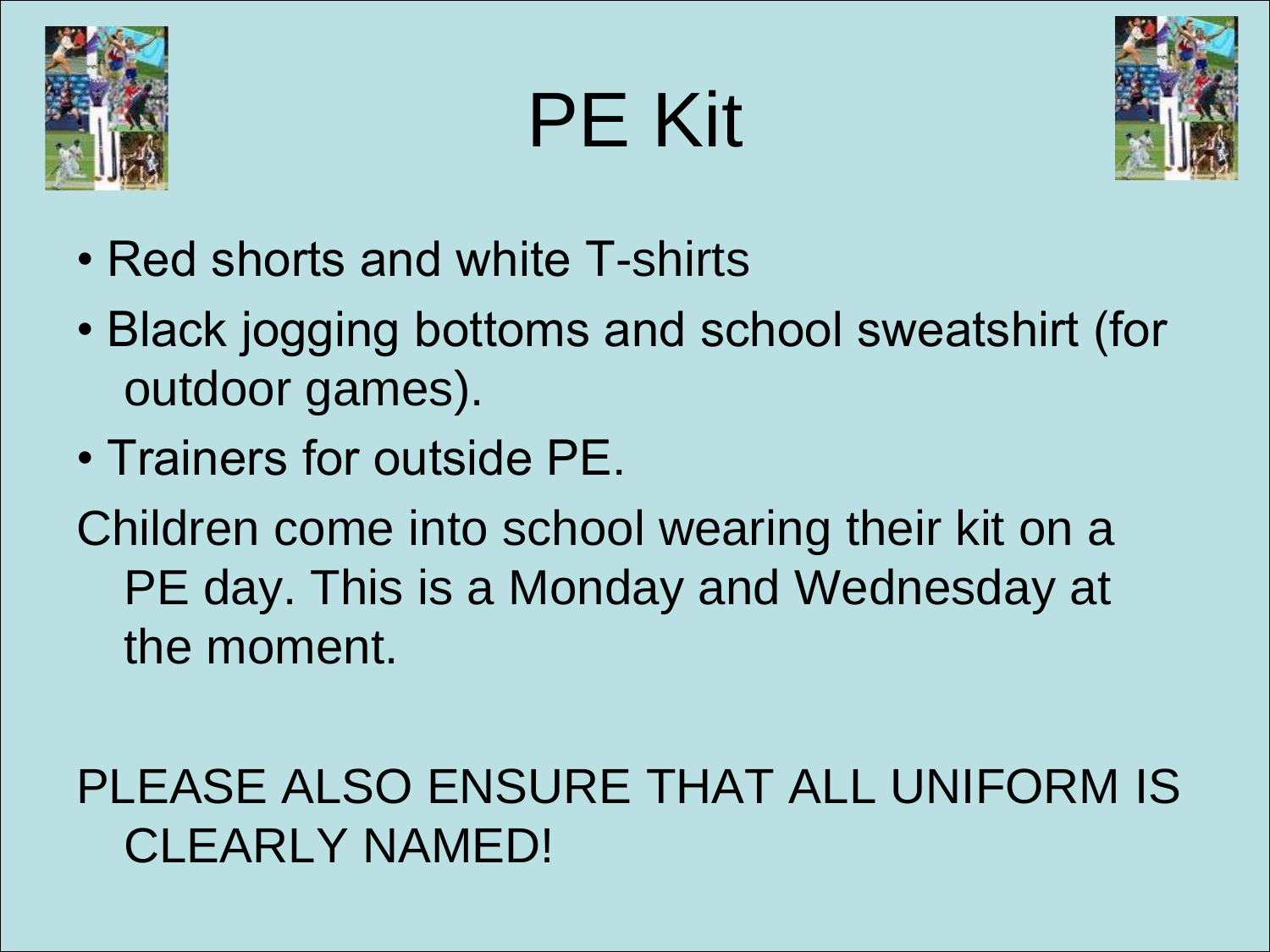# PE Kit

- Red shorts and white T-shirts
- Black jogging bottoms and school sweatshirt (for outdoor games).
- Trainers for outside PE.

Children come into school wearing their kit on a PE day. This is a Monday and Wednesday at the moment.

PLEASE ALSO ENSURE THAT ALL UNIFORM IS CLEARLY NAMED!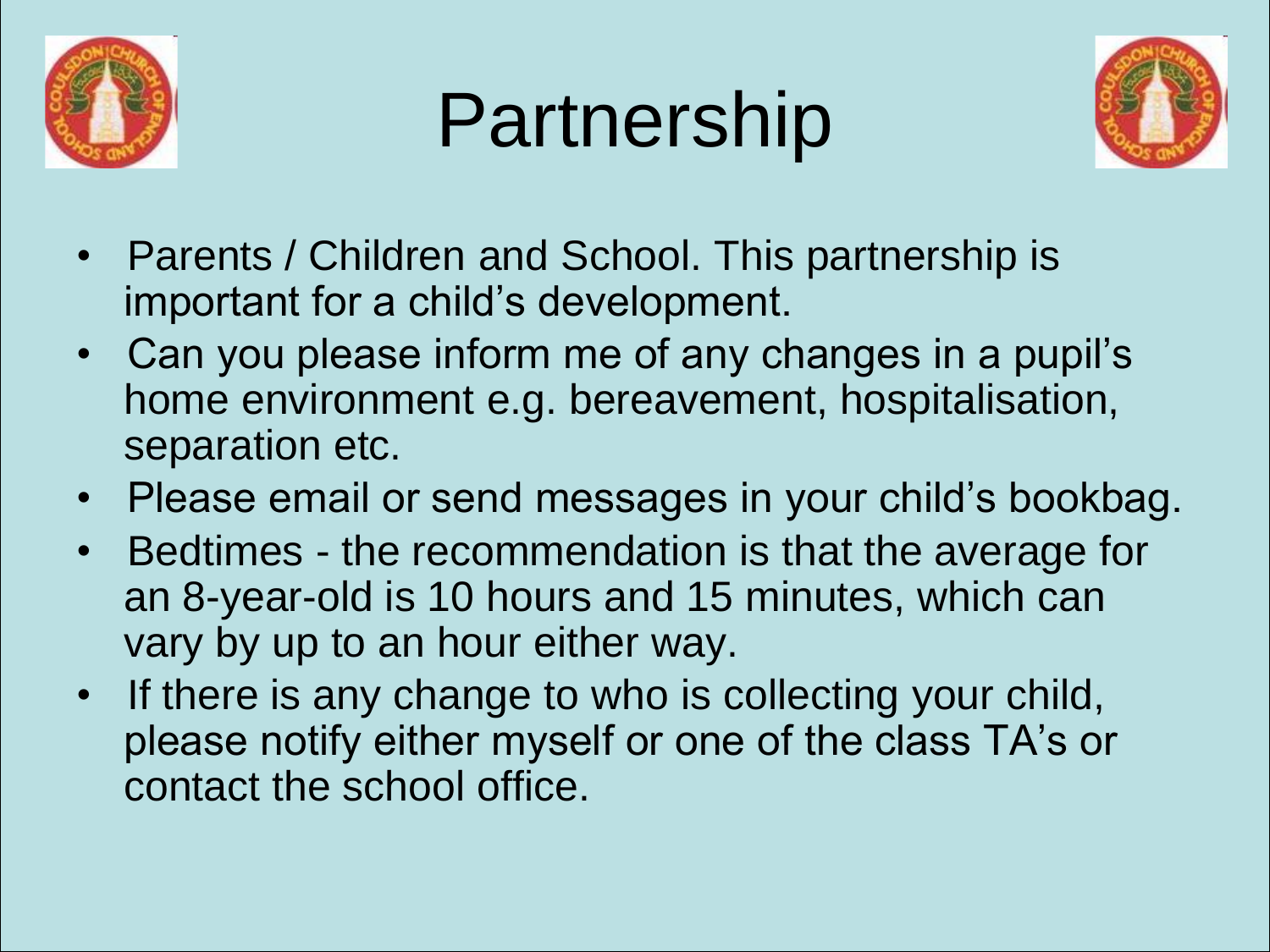# Partnership

- Parents / Children and School. This partnership is important for a child's development.
- Can you please inform me of any changes in a pupil's home environment e.g. bereavement, hospitalisation, separation etc.
- Please email or send messages in your child's bookbag.
- Bedtimes - the recommendation is that the average for an 8-year-old is 10 hours and 15 minutes, which can vary by up to an hour either way.
- If there is any change to who is collecting your child, please notify either myself or one of the class TA's or contact the school office.